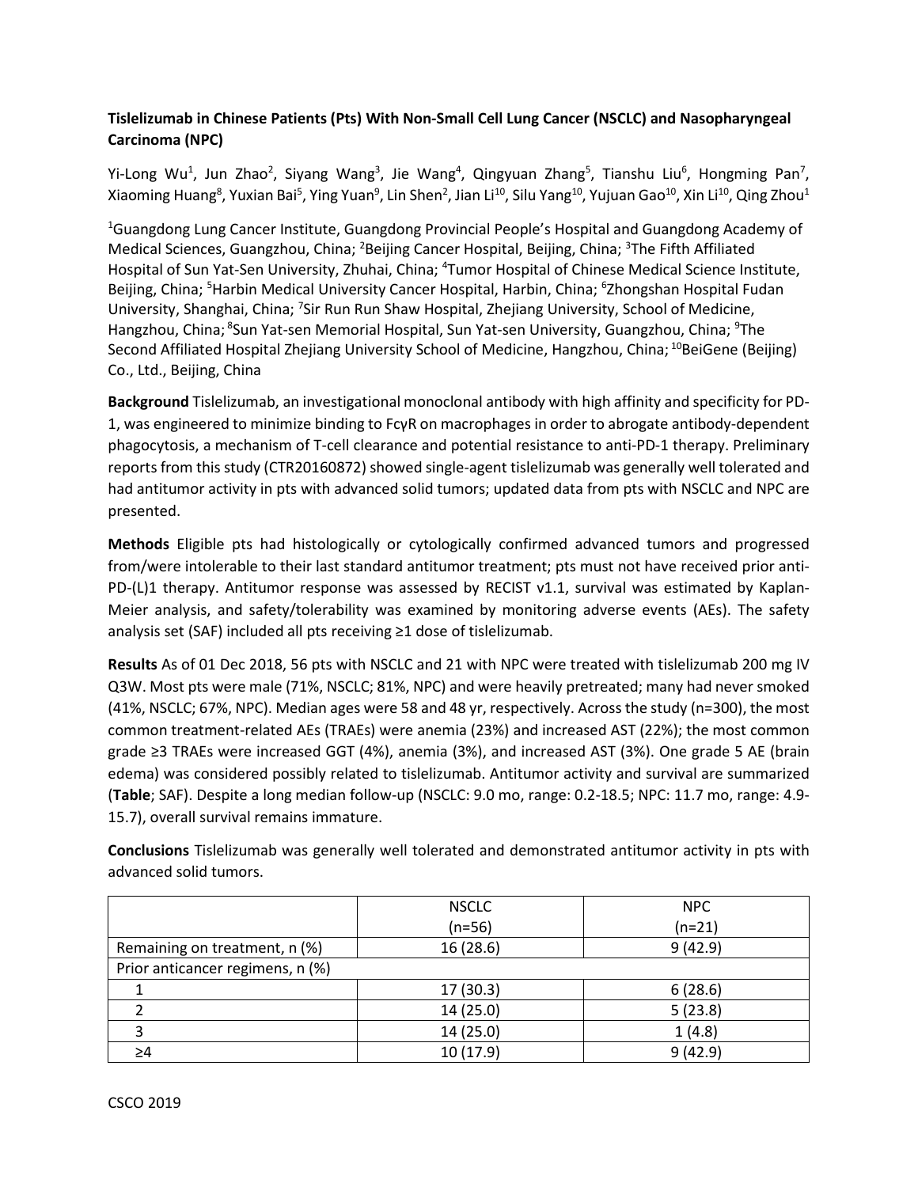**Tislelizumab in Chinese Patients (Pts) With Non-Small Cell Lung Cancer (NSCLC) and Nasopharyngeal Carcinoma (NPC)**

Yi-Long Wu[1], Jun Zhao[2], Siyang Wang[3], Jie Wang[4], Qingyuan Zhang[5], Tianshu Liu[6], Hongming Pan[7], Xiaoming Huang[8], Yuxian Bai[5], Ying Yuan[9], Lin Shen[2], Jian Li[10], Silu Yang[10], Yujuan Gao[10], Xin Li[10], Qing Zhou[1]

[1]Guangdong Lung Cancer Institute, Guangdong Provincial People's Hospital and Guangdong Academy of Medical Sciences, Guangzhou, China; [2]Beijing Cancer Hospital, Beijing, China; [3]The Fifth Affiliated Hospital of Sun Yat-Sen University, Zhuhai, China; [4]Tumor Hospital of Chinese Medical Science Institute, Beijing, China; [5]Harbin Medical University Cancer Hospital, Harbin, China; [6]Zhongshan Hospital Fudan University, Shanghai, China; [7]Sir Run Run Shaw Hospital, Zhejiang University, School of Medicine, Hangzhou, China; [8]Sun Yat-sen Memorial Hospital, Sun Yat-sen University, Guangzhou, China; [9]The Second Affiliated Hospital Zhejiang University School of Medicine, Hangzhou, China; [10]BeiGene (Beijing) Co., Ltd., Beijing, China

**Background** Tislelizumab, an investigational monoclonal antibody with high affinity and specificity for PD-1, was engineered to minimize binding to FcγR on macrophages in order to abrogate antibody-dependent phagocytosis, a mechanism of T-cell clearance and potential resistance to anti-PD-1 therapy. Preliminary reports from this study (CTR20160872) showed single-agent tislelizumab was generally well tolerated and had antitumor activity in pts with advanced solid tumors; updated data from pts with NSCLC and NPC are presented.

**Methods** Eligible pts had histologically or cytologically confirmed advanced tumors and progressed from/were intolerable to their last standard antitumor treatment; pts must not have received prior anti-PD-(L)1 therapy. Antitumor response was assessed by RECIST v1.1, survival was estimated by Kaplan-Meier analysis, and safety/tolerability was examined by monitoring adverse events (AEs). The safety analysis set (SAF) included all pts receiving ≥1 dose of tislelizumab.

**Results** As of 01 Dec 2018, 56 pts with NSCLC and 21 with NPC were treated with tislelizumab 200 mg IV Q3W. Most pts were male (71%, NSCLC; 81%, NPC) and were heavily pretreated; many had never smoked (41%, NSCLC; 67%, NPC). Median ages were 58 and 48 yr, respectively. Across the study (n=300), the most common treatment-related AEs (TRAEs) were anemia (23%) and increased AST (22%); the most common grade ≥3 TRAEs were increased GGT (4%), anemia (3%), and increased AST (3%). One grade 5 AE (brain edema) was considered possibly related to tislelizumab. Antitumor activity and survival are summarized (**Table**; SAF). Despite a long median follow-up (NSCLC: 9.0 mo, range: 0.2-18.5; NPC: 11.7 mo, range: 4.9-15.7), overall survival remains immature.

**Conclusions** Tislelizumab was generally well tolerated and demonstrated antitumor activity in pts with advanced solid tumors.

| | NSCLC (n=56) | NPC (n=21) |
|---|---|---|
| Remaining on treatment, n (%) | 16 (28.6) | 9 (42.9) |
| Prior anticancer regimens, n (%) | | |
| 1 | 17 (30.3) | 6 (28.6) |
| 2 | 14 (25.0) | 5 (23.8) |
| 3 | 14 (25.0) | 1 (4.8) |
| ≥4 | 10 (17.9) | 9 (42.9) |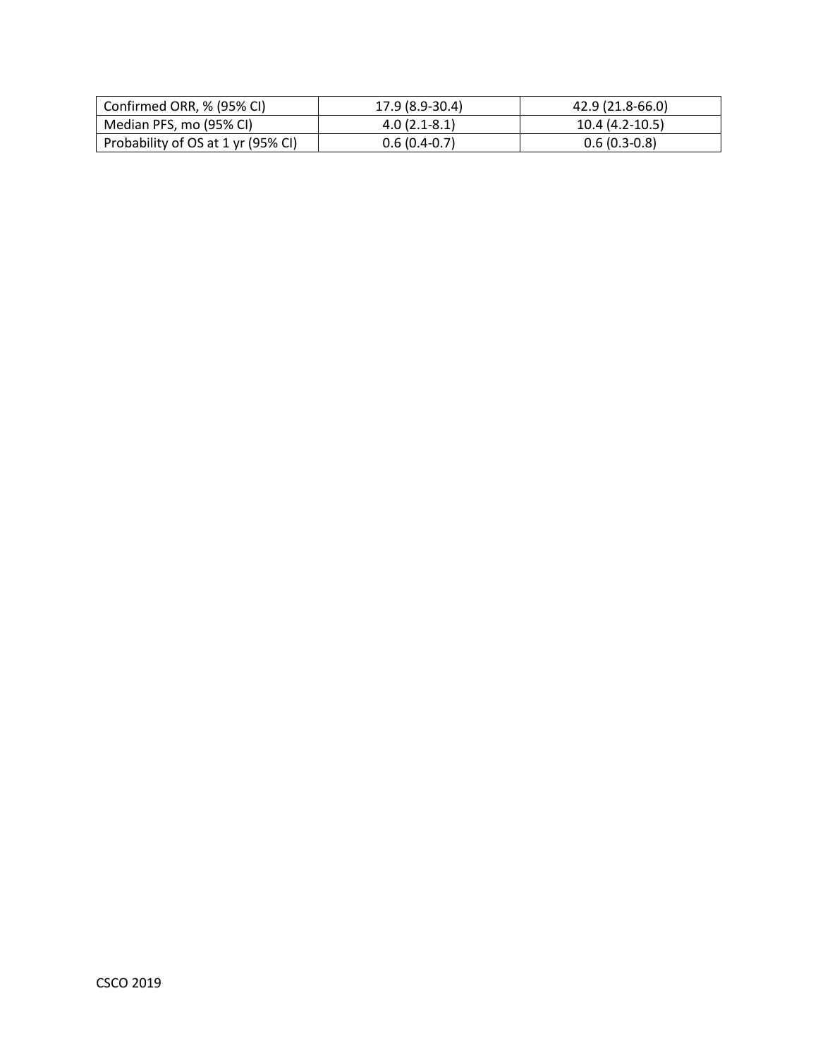| | | |
|---|---|---|
| Confirmed ORR, % (95% CI) | 17.9 (8.9-30.4) | 42.9 (21.8-66.0) |
| Median PFS, mo (95% CI) | 4.0 (2.1-8.1) | 10.4 (4.2-10.5) |
| Probability of OS at 1 yr (95% CI) | 0.6 (0.4-0.7) | 0.6 (0.3-0.8) |

CSCO 2019